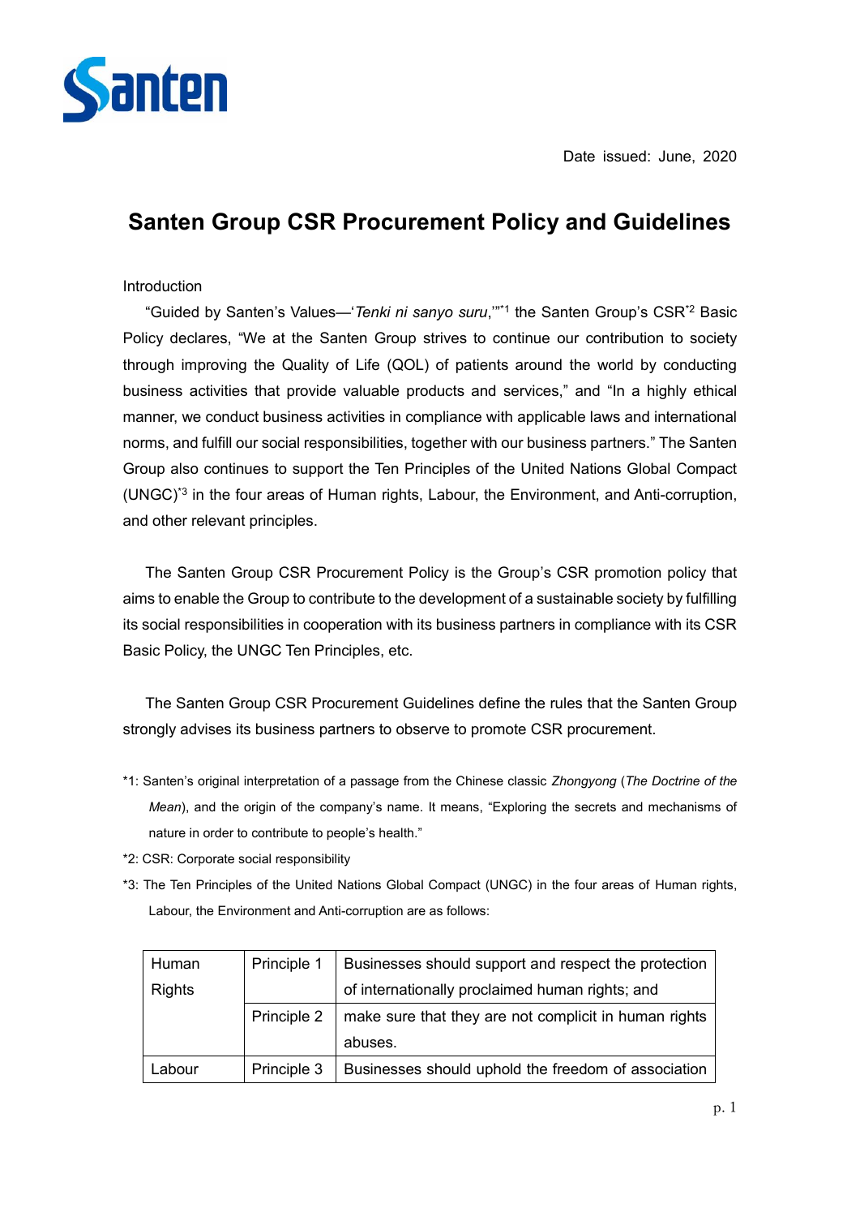Date issued: June, 2020

# Santen Group CSR Procurement Policy and Guidelines

Introduction

"Guided by Santen's Values—'*Tenki ni sanyo suru*,'"[*1] the Santen Group's CSR[*2] Basic Policy declares, "We at the Santen Group strives to continue our contribution to society through improving the Quality of Life (QOL) of patients around the world by conducting business activities that provide valuable products and services," and "In a highly ethical manner, we conduct business activities in compliance with applicable laws and international norms, and fulfill our social responsibilities, together with our business partners." The Santen Group also continues to support the Ten Principles of the United Nations Global Compact (UNGC)[*3] in the four areas of Human rights, Labour, the Environment, and Anti-corruption, and other relevant principles.

The Santen Group CSR Procurement Policy is the Group's CSR promotion policy that aims to enable the Group to contribute to the development of a sustainable society by fulfilling its social responsibilities in cooperation with its business partners in compliance with its CSR Basic Policy, the UNGC Ten Principles, etc.

The Santen Group CSR Procurement Guidelines define the rules that the Santen Group strongly advises its business partners to observe to promote CSR procurement.

*1: Santen's original interpretation of a passage from the Chinese classic *Zhongyong* (*The Doctrine of the Mean*), and the origin of the company's name. It means, "Exploring the secrets and mechanisms of nature in order to contribute to people's health."

*2: CSR: Corporate social responsibility

*3: The Ten Principles of the United Nations Global Compact (UNGC) in the four areas of Human rights, Labour, the Environment and Anti-corruption are as follows:

| | | |
|---|---|---|
| Human Rights | Principle 1 | Businesses should support and respect the protection of internationally proclaimed human rights; and |
| | Principle 2 | make sure that they are not complicit in human rights abuses. |
| Labour | Principle 3 | Businesses should uphold the freedom of association |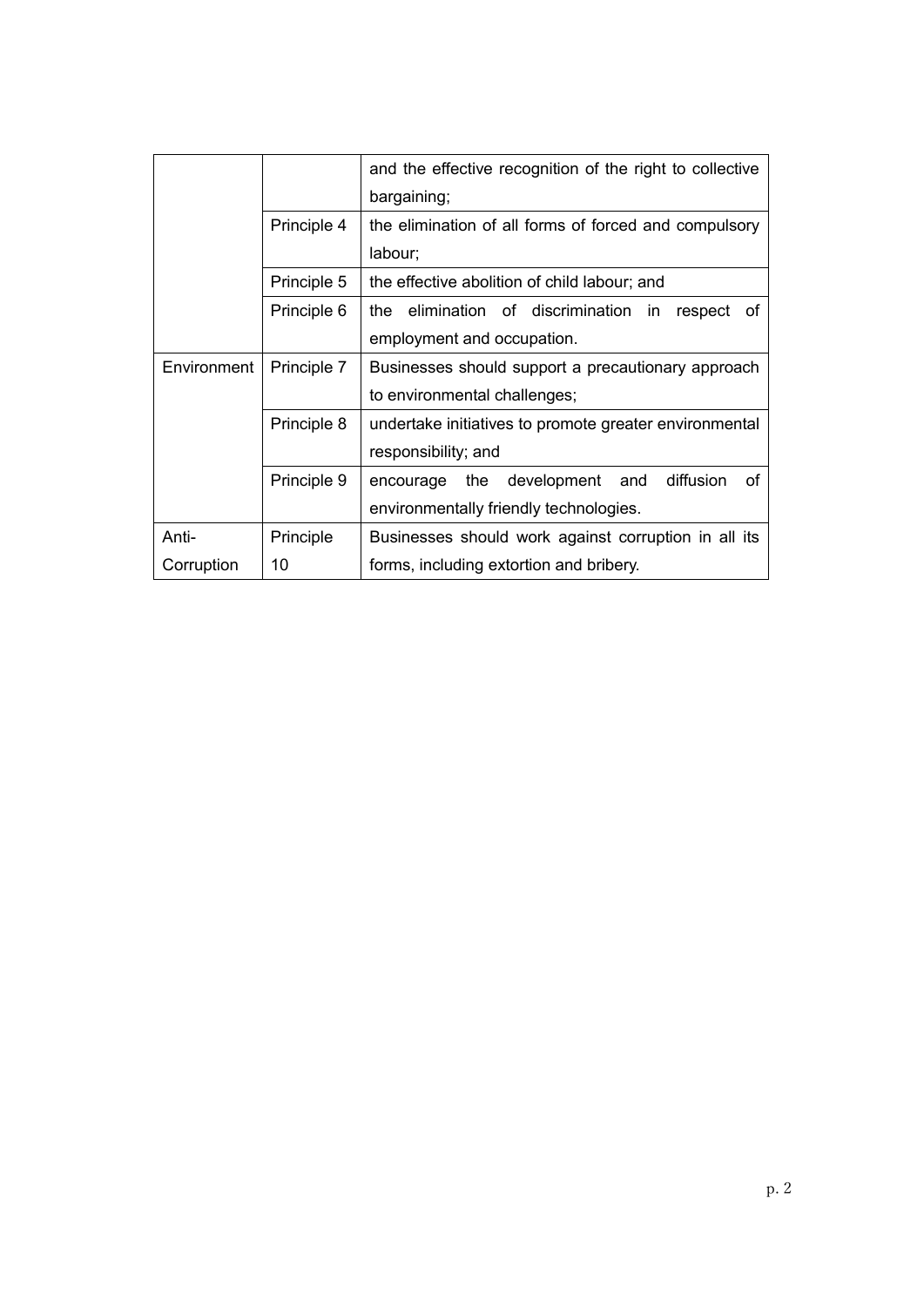| | | |
|---|---|---|
| | | and the effective recognition of the right to collective bargaining; |
| | Principle 4 | the elimination of all forms of forced and compulsory labour; |
| | Principle 5 | the effective abolition of child labour; and |
| | Principle 6 | the elimination of discrimination in respect of employment and occupation. |
| Environment | Principle 7 | Businesses should support a precautionary approach to environmental challenges; |
| | Principle 8 | undertake initiatives to promote greater environmental responsibility; and |
| | Principle 9 | encourage the development and diffusion of environmentally friendly technologies. |
| Anti-Corruption | Principle 10 | Businesses should work against corruption in all its forms, including extortion and bribery. |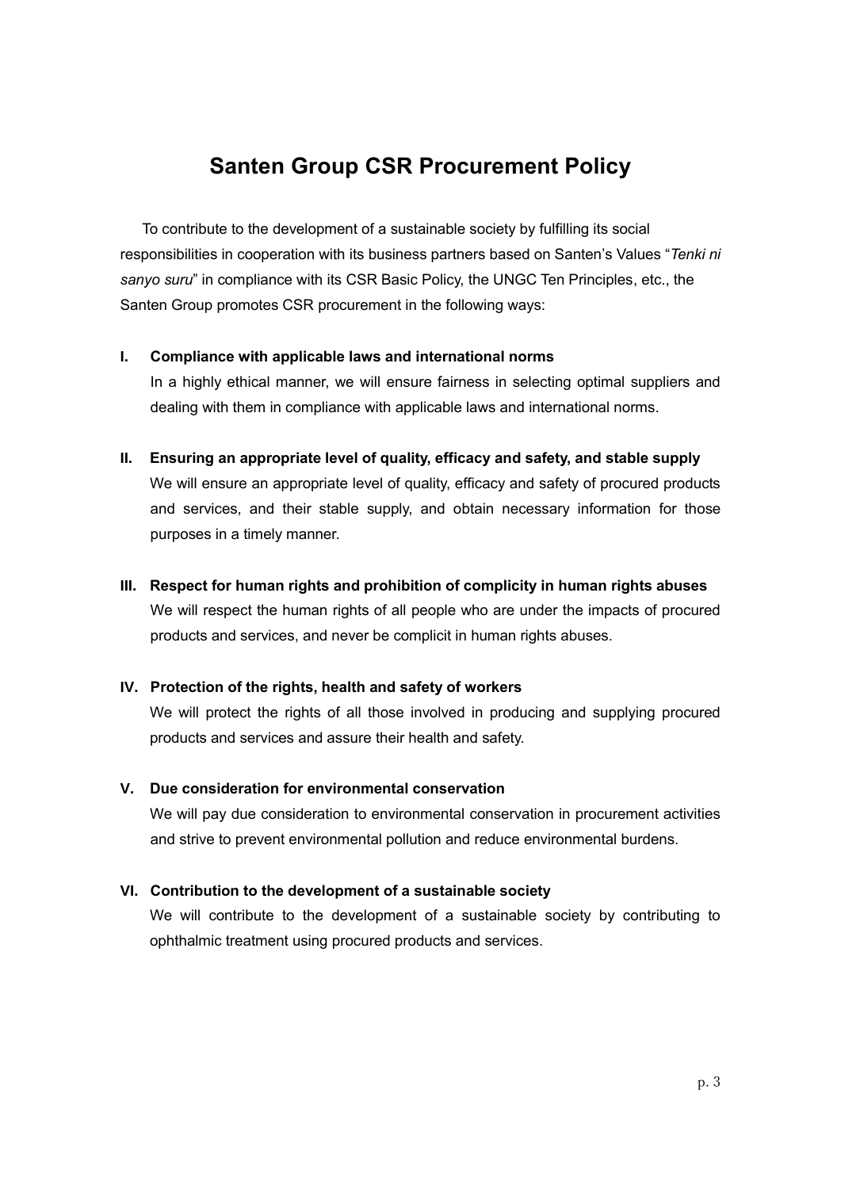# Santen Group CSR Procurement Policy

To contribute to the development of a sustainable society by fulfilling its social responsibilities in cooperation with its business partners based on Santen's Values "*Tenki ni sanyo suru*" in compliance with its CSR Basic Policy, the UNGC Ten Principles, etc., the Santen Group promotes CSR procurement in the following ways:

**I. Compliance with applicable laws and international norms**

In a highly ethical manner, we will ensure fairness in selecting optimal suppliers and dealing with them in compliance with applicable laws and international norms.

**II. Ensuring an appropriate level of quality, efficacy and safety, and stable supply**

We will ensure an appropriate level of quality, efficacy and safety of procured products and services, and their stable supply, and obtain necessary information for those purposes in a timely manner.

**III. Respect for human rights and prohibition of complicity in human rights abuses**

We will respect the human rights of all people who are under the impacts of procured products and services, and never be complicit in human rights abuses.

**IV. Protection of the rights, health and safety of workers**

We will protect the rights of all those involved in producing and supplying procured products and services and assure their health and safety.

**V. Due consideration for environmental conservation**

We will pay due consideration to environmental conservation in procurement activities and strive to prevent environmental pollution and reduce environmental burdens.

**VI. Contribution to the development of a sustainable society**

We will contribute to the development of a sustainable society by contributing to ophthalmic treatment using procured products and services.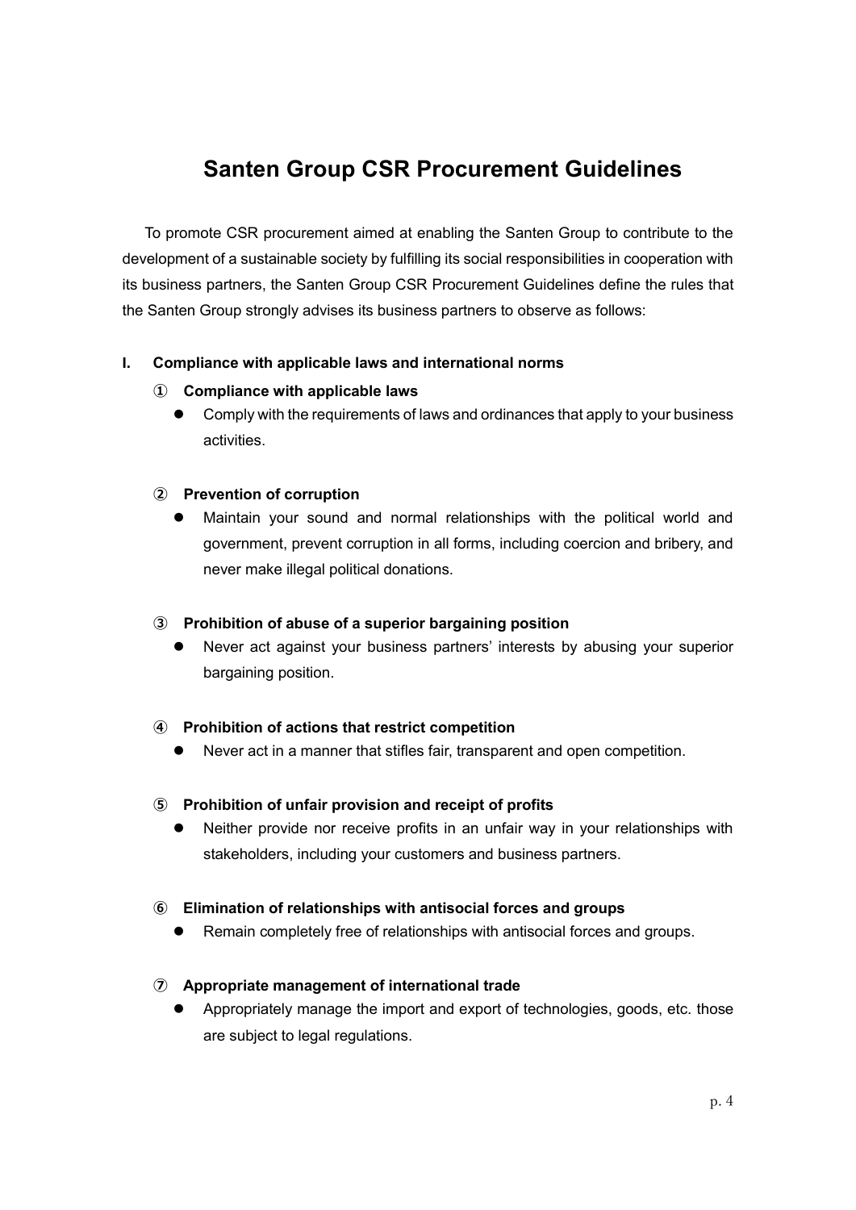# Santen Group CSR Procurement Guidelines

To promote CSR procurement aimed at enabling the Santen Group to contribute to the development of a sustainable society by fulfilling its social responsibilities in cooperation with its business partners, the Santen Group CSR Procurement Guidelines define the rules that the Santen Group strongly advises its business partners to observe as follows:

## I. Compliance with applicable laws and international norms

### ① Compliance with applicable laws

- Comply with the requirements of laws and ordinances that apply to your business activities.

### ② Prevention of corruption

- Maintain your sound and normal relationships with the political world and government, prevent corruption in all forms, including coercion and bribery, and never make illegal political donations.

### ③ Prohibition of abuse of a superior bargaining position

- Never act against your business partners' interests by abusing your superior bargaining position.

### ④ Prohibition of actions that restrict competition

- Never act in a manner that stifles fair, transparent and open competition.

### ⑤ Prohibition of unfair provision and receipt of profits

- Neither provide nor receive profits in an unfair way in your relationships with stakeholders, including your customers and business partners.

### ⑥ Elimination of relationships with antisocial forces and groups

- Remain completely free of relationships with antisocial forces and groups.

### ⑦ Appropriate management of international trade

- Appropriately manage the import and export of technologies, goods, etc. those are subject to legal regulations.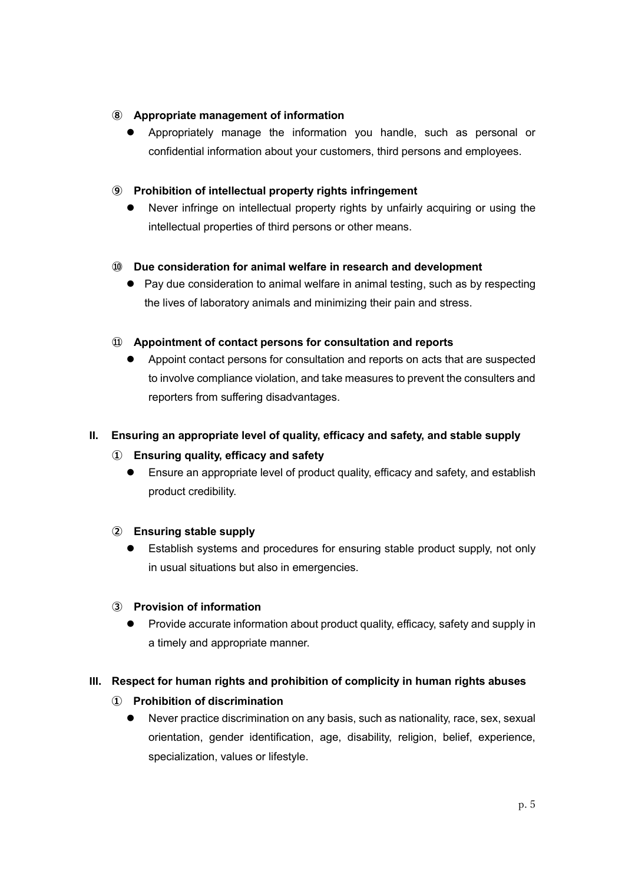### ⑧ Appropriate management of information

- Appropriately manage the information you handle, such as personal or confidential information about your customers, third persons and employees.

### ⑨ Prohibition of intellectual property rights infringement

- Never infringe on intellectual property rights by unfairly acquiring or using the intellectual properties of third persons or other means.

### ⑩ Due consideration for animal welfare in research and development

- Pay due consideration to animal welfare in animal testing, such as by respecting the lives of laboratory animals and minimizing their pain and stress.

### ⑪ Appointment of contact persons for consultation and reports

- Appoint contact persons for consultation and reports on acts that are suspected to involve compliance violation, and take measures to prevent the consulters and reporters from suffering disadvantages.

## II. Ensuring an appropriate level of quality, efficacy and safety, and stable supply

### ① Ensuring quality, efficacy and safety

- Ensure an appropriate level of product quality, efficacy and safety, and establish product credibility.

### ② Ensuring stable supply

- Establish systems and procedures for ensuring stable product supply, not only in usual situations but also in emergencies.

### ③ Provision of information

- Provide accurate information about product quality, efficacy, safety and supply in a timely and appropriate manner.

## III. Respect for human rights and prohibition of complicity in human rights abuses

### ① Prohibition of discrimination

- Never practice discrimination on any basis, such as nationality, race, sex, sexual orientation, gender identification, age, disability, religion, belief, experience, specialization, values or lifestyle.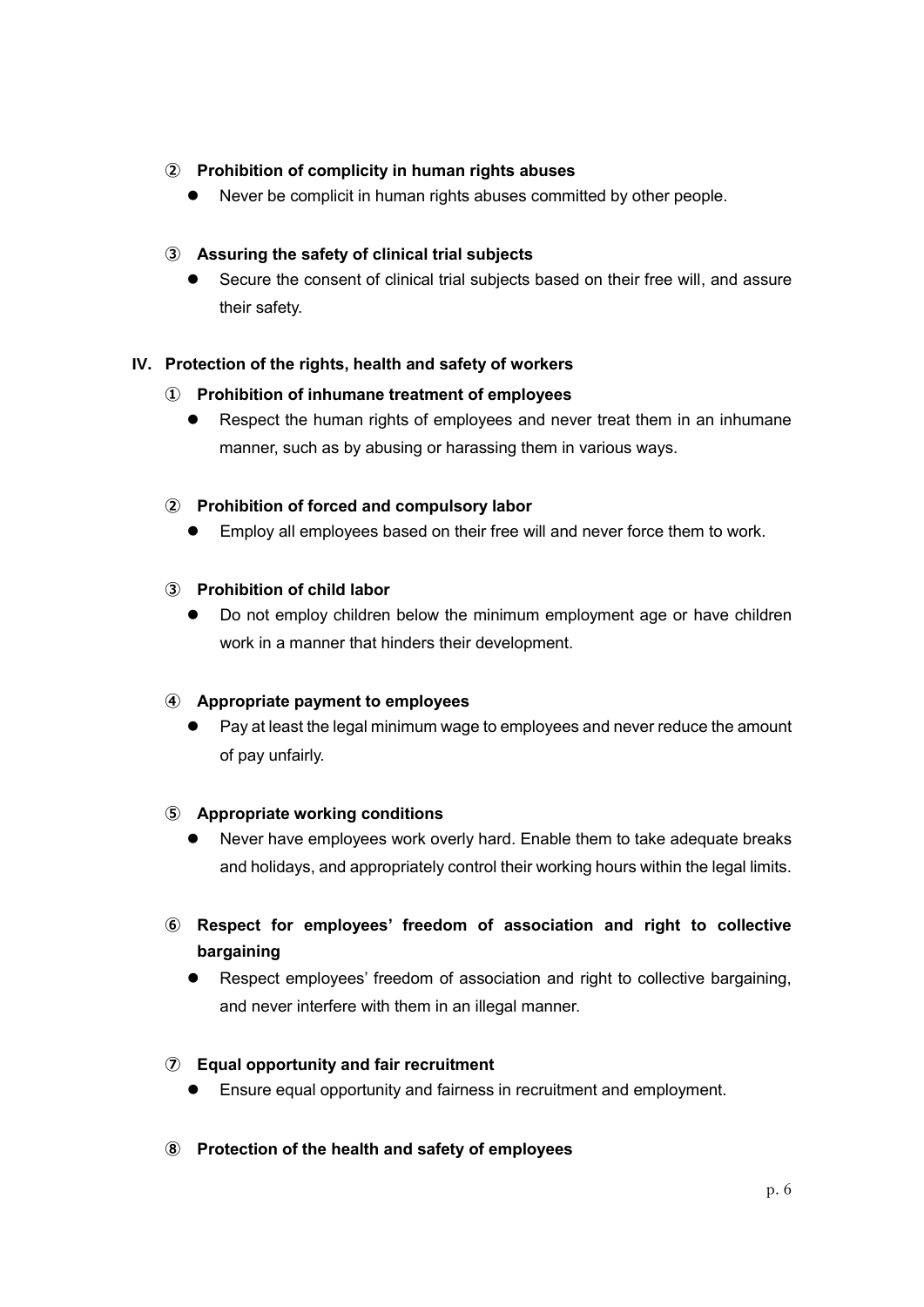### ② Prohibition of complicity in human rights abuses

- Never be complicit in human rights abuses committed by other people.

### ③ Assuring the safety of clinical trial subjects

- Secure the consent of clinical trial subjects based on their free will, and assure their safety.

## IV. Protection of the rights, health and safety of workers

### ① Prohibition of inhumane treatment of employees

- Respect the human rights of employees and never treat them in an inhumane manner, such as by abusing or harassing them in various ways.

### ② Prohibition of forced and compulsory labor

- Employ all employees based on their free will and never force them to work.

### ③ Prohibition of child labor

- Do not employ children below the minimum employment age or have children work in a manner that hinders their development.

### ④ Appropriate payment to employees

- Pay at least the legal minimum wage to employees and never reduce the amount of pay unfairly.

### ⑤ Appropriate working conditions

- Never have employees work overly hard. Enable them to take adequate breaks and holidays, and appropriately control their working hours within the legal limits.

### ⑥ Respect for employees' freedom of association and right to collective bargaining

- Respect employees' freedom of association and right to collective bargaining, and never interfere with them in an illegal manner.

### ⑦ Equal opportunity and fair recruitment

- Ensure equal opportunity and fairness in recruitment and employment.

### ⑧ Protection of the health and safety of employees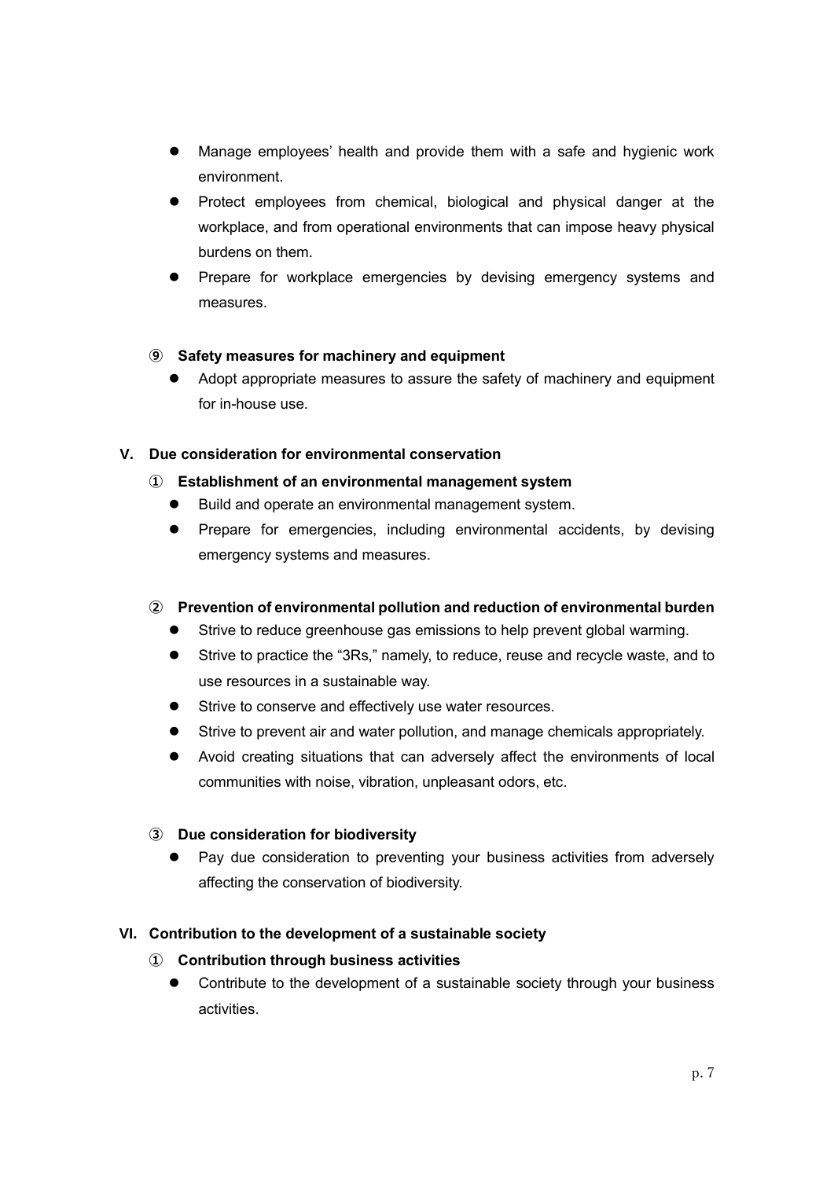- Manage employees' health and provide them with a safe and hygienic work environment.
- Protect employees from chemical, biological and physical danger at the workplace, and from operational environments that can impose heavy physical burdens on them.
- Prepare for workplace emergencies by devising emergency systems and measures.

### ⑨ Safety measures for machinery and equipment

- Adopt appropriate measures to assure the safety of machinery and equipment for in-house use.

## V. Due consideration for environmental conservation

### ① Establishment of an environmental management system

- Build and operate an environmental management system.
- Prepare for emergencies, including environmental accidents, by devising emergency systems and measures.

### ② Prevention of environmental pollution and reduction of environmental burden

- Strive to reduce greenhouse gas emissions to help prevent global warming.
- Strive to practice the "3Rs," namely, to reduce, reuse and recycle waste, and to use resources in a sustainable way.
- Strive to conserve and effectively use water resources.
- Strive to prevent air and water pollution, and manage chemicals appropriately.
- Avoid creating situations that can adversely affect the environments of local communities with noise, vibration, unpleasant odors, etc.

### ③ Due consideration for biodiversity

- Pay due consideration to preventing your business activities from adversely affecting the conservation of biodiversity.

## VI. Contribution to the development of a sustainable society

### ① Contribution through business activities

- Contribute to the development of a sustainable society through your business activities.